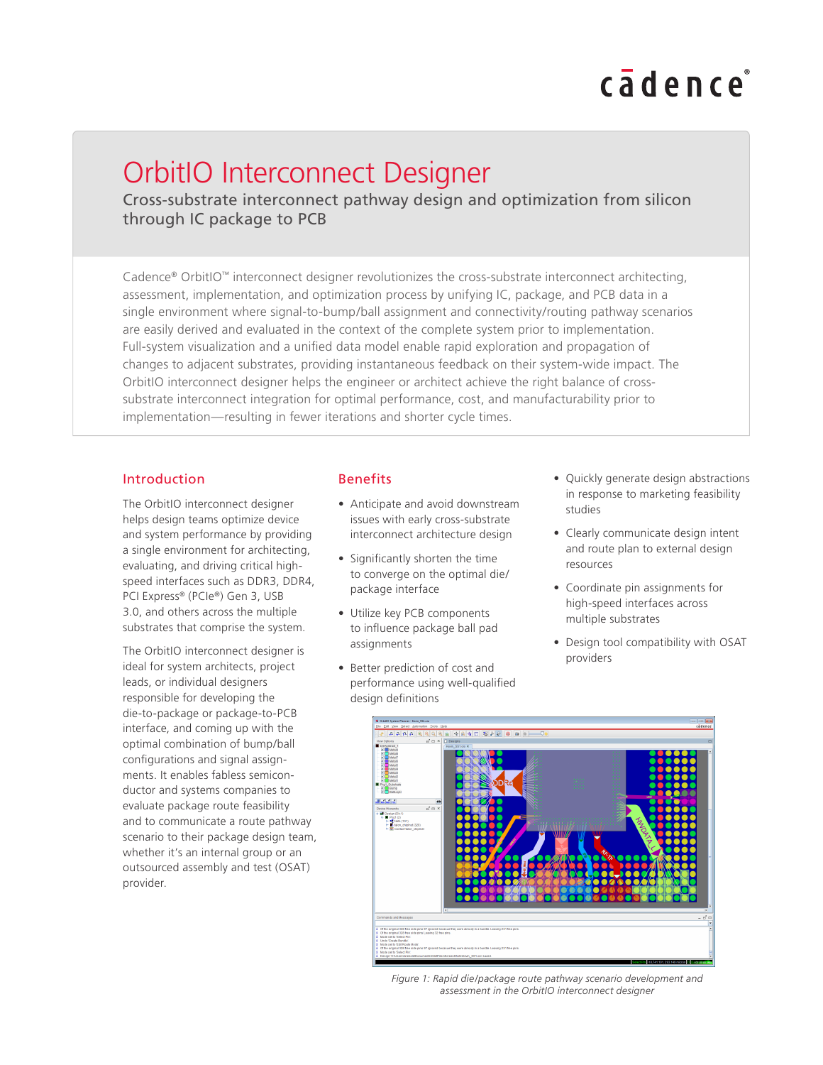# OrbitIO Interconnect Designer

## Cross-substrate interconnect pathway design and optimization from silicon through IC package to PCB

Cadence® OrbitIO™ interconnect designer revolutionizes the cross-substrate interconnect architecting, assessment, implementation, and optimization process by unifying IC, package, and PCB data in a single environment where signal-to-bump/ball assignment and connectivity/routing pathway scenarios are easily derived and evaluated in the context of the complete system prior to implementation. Full-system visualization and a unified data model enable rapid exploration and propagation of changes to adjacent substrates, providing instantaneous feedback on their system-wide impact. The OrbitIO interconnect designer helps the engineer or architect achieve the right balance of cross-substrate interconnect integration for optimal performance, cost, and manufacturability prior to implementation—resulting in fewer iterations and shorter cycle times.

## Introduction

The OrbitIO interconnect designer helps design teams optimize device and system performance by providing a single environment for architecting, evaluating, and driving critical high-speed interfaces such as DDR3, DDR4, PCI Express® (PCIe®) Gen 3, USB 3.0, and others across the multiple substrates that comprise the system.

The OrbitIO interconnect designer is ideal for system architects, project leads, or individual designers responsible for developing the die-to-package or package-to-PCB interface, and coming up with the optimal combination of bump/ball configurations and signal assignments. It enables fabless semiconductor and systems companies to evaluate package route feasibility and to communicate a route pathway scenario to their package design team, whether it's an internal group or an outsourced assembly and test (OSAT) provider.

## Benefits

- Anticipate and avoid downstream issues with early cross-substrate interconnect architecture design
- Significantly shorten the time to converge on the optimal die/package interface
- Utilize key PCB components to influence package ball pad assignments
- Better prediction of cost and performance using well-qualified design definitions
- Quickly generate design abstractions in response to marketing feasibility studies
- Clearly communicate design intent and route plan to external design resources
- Coordinate pin assignments for high-speed interfaces across multiple substrates
- Design tool compatibility with OSAT providers

*Figure 1: Rapid die/package route pathway scenario development and assessment in the OrbitIO interconnect designer*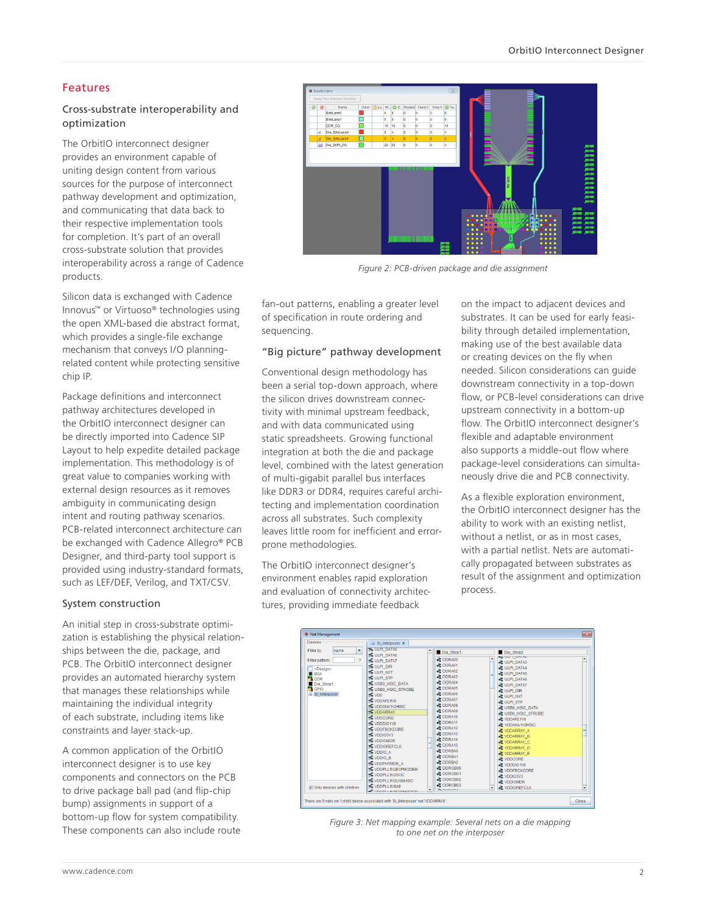## Features

### Cross-substrate interoperability and optimization

The OrbitIO interconnect designer provides an environment capable of uniting design content from various sources for the purpose of interconnect pathway development and optimization, and communicating that data back to their respective implementation tools for completion. It's part of an overall cross-substrate solution that provides interoperability across a range of Cadence products.

Silicon data is exchanged with Cadence Innovus™ or Virtuoso® technologies using the open XML-based die abstract format, which provides a single-file exchange mechanism that conveys I/O planning-related content while protecting sensitive chip IP.

Package definitions and interconnect pathway architectures developed in the OrbitIO interconnect designer can be directly imported into Cadence SIP Layout to help expedite detailed package implementation. This methodology is of great value to companies working with external design resources as it removes ambiguity in communicating design intent and routing pathway scenarios. PCB-related interconnect architecture can be exchanged with Cadence Allegro® PCB Designer, and third-party tool support is provided using industry-standard formats, such as LEF/DEF, Verilog, and TXT/CSV.

### System construction

An initial step in cross-substrate optimization is establishing the physical relationships between the die, package, and PCB. The OrbitIO interconnect designer provides an automated hierarchy system that manages these relationships while maintaining the individual integrity of each substrate, including items like constraints and layer stack-up.

A common application of the OrbitIO interconnect designer is to use key components and connectors on the PCB to drive package ball pad (and flip-chip bump) assignments in support of a bottom-up flow for system compatibility. These components can also include route fan-out patterns, enabling a greater level of specification in route ordering and sequencing.

Figure 2: PCB-driven package and die assignment

### "Big picture" pathway development

Conventional design methodology has been a serial top-down approach, where the silicon drives downstream connectivity with minimal upstream feedback, and with data communicated using static spreadsheets. Growing functional integration at both the die and package level, combined with the latest generation of multi-gigabit parallel bus interfaces like DDR3 or DDR4, requires careful architecting and implementation coordination across all substrates. Such complexity leaves little room for inefficient and error-prone methodologies.

The OrbitIO interconnect designer's environment enables rapid exploration and evaluation of connectivity architectures, providing immediate feedback on the impact to adjacent devices and substrates. It can be used for early feasibility through detailed implementation, making use of the best available data or creating devices on the fly when needed. Silicon considerations can guide downstream connectivity in a top-down flow, or PCB-level considerations can drive upstream connectivity in a bottom-up flow. The OrbitIO interconnect designer's flexible and adaptable environment also supports a middle-out flow where package-level considerations can simultaneously drive die and PCB connectivity.

As a flexible exploration environment, the OrbitIO interconnect designer has the ability to work with an existing netlist, without a netlist, or as in most cases, with a partial netlist. Nets are automatically propagated between substrates as result of the assignment and optimization process.

Figure 3: Net mapping example: Several nets on a die mapping to one net on the interposer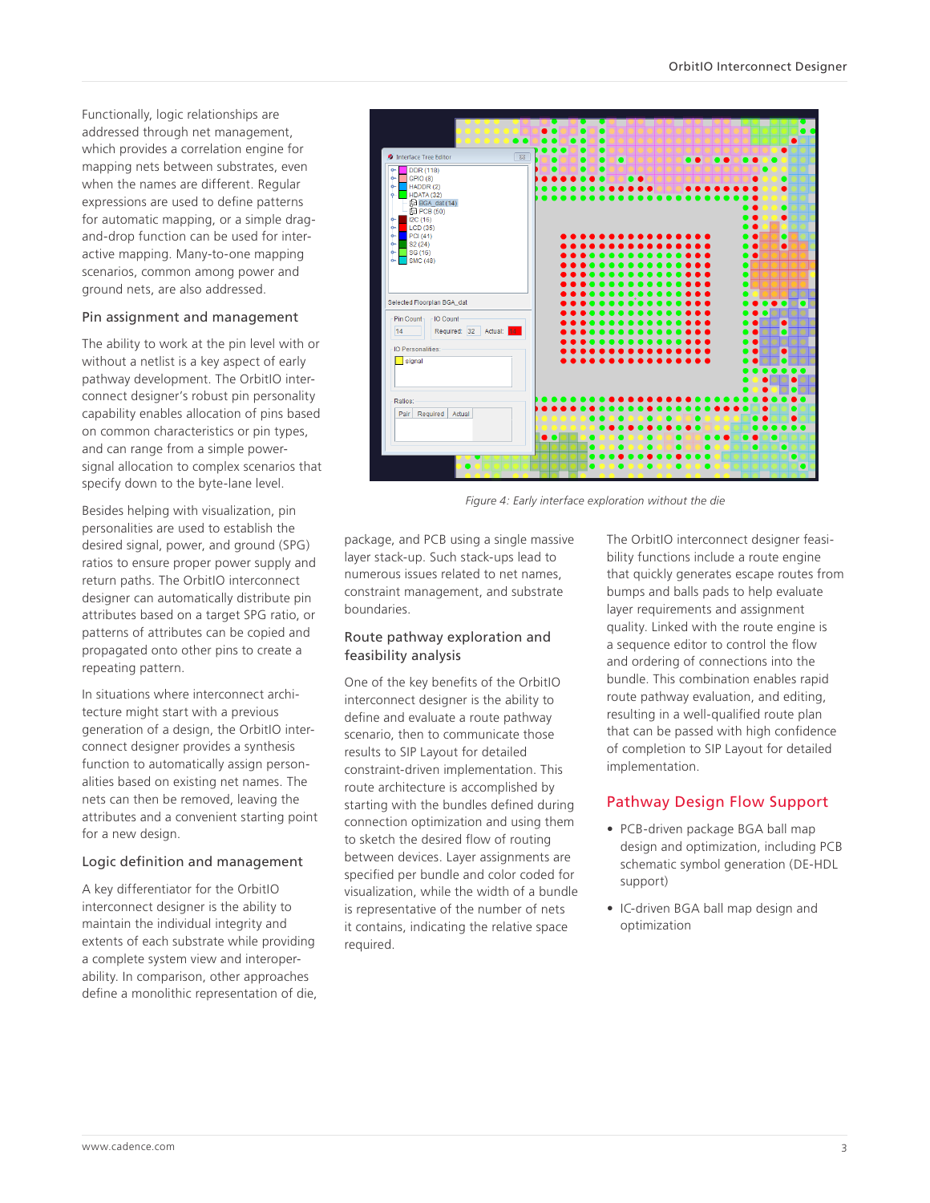Functionally, logic relationships are addressed through net management, which provides a correlation engine for mapping nets between substrates, even when the names are different. Regular expressions are used to define patterns for automatic mapping, or a simple drag-and-drop function can be used for interactive mapping. Many-to-one mapping scenarios, common among power and ground nets, are also addressed.

### Pin assignment and management

The ability to work at the pin level with or without a netlist is a key aspect of early pathway development. The OrbitIO interconnect designer's robust pin personality capability enables allocation of pins based on common characteristics or pin types, and can range from a simple power-signal allocation to complex scenarios that specify down to the byte-lane level.

Besides helping with visualization, pin personalities are used to establish the desired signal, power, and ground (SPG) ratios to ensure proper power supply and return paths. The OrbitIO interconnect designer can automatically distribute pin attributes based on a target SPG ratio, or patterns of attributes can be copied and propagated onto other pins to create a repeating pattern.

In situations where interconnect architecture might start with a previous generation of a design, the OrbitIO interconnect designer provides a synthesis function to automatically assign personalities based on existing net names. The nets can then be removed, leaving the attributes and a convenient starting point for a new design.

### Logic definition and management

A key differentiator for the OrbitIO interconnect designer is the ability to maintain the individual integrity and extents of each substrate while providing a complete system view and interoperability. In comparison, other approaches define a monolithic representation of die, package, and PCB using a single massive layer stack-up. Such stack-ups lead to numerous issues related to net names, constraint management, and substrate boundaries.

*Figure 4: Early interface exploration without the die*

### Route pathway exploration and feasibility analysis

One of the key benefits of the OrbitIO interconnect designer is the ability to define and evaluate a route pathway scenario, then to communicate those results to SIP Layout for detailed constraint-driven implementation. This route architecture is accomplished by starting with the bundles defined during connection optimization and using them to sketch the desired flow of routing between devices. Layer assignments are specified per bundle and color coded for visualization, while the width of a bundle is representative of the number of nets it contains, indicating the relative space required.

The OrbitIO interconnect designer feasibility functions include a route engine that quickly generates escape routes from bumps and balls pads to help evaluate layer requirements and assignment quality. Linked with the route engine is a sequence editor to control the flow and ordering of connections into the bundle. This combination enables rapid route pathway evaluation, and editing, resulting in a well-qualified route plan that can be passed with high confidence of completion to SIP Layout for detailed implementation.

## Pathway Design Flow Support

- PCB-driven package BGA ball map design and optimization, including PCB schematic symbol generation (DE-HDL support)
- IC-driven BGA ball map design and optimization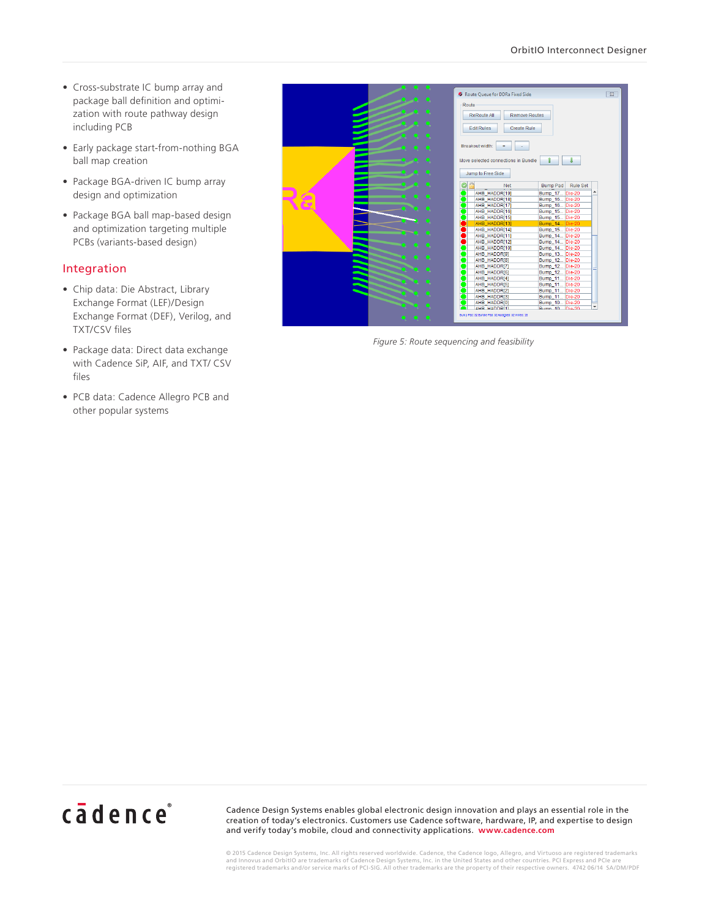- Cross-substrate IC bump array and package ball definition and optimization with route pathway design including PCB
- Early package start-from-nothing BGA ball map creation
- Package BGA-driven IC bump array design and optimization
- Package BGA ball map-based design and optimization targeting multiple PCBs (variants-based design)

## Integration

- Chip data: Die Abstract, Library Exchange Format (LEF)/Design Exchange Format (DEF), Verilog, and TXT/CSV files
- Package data: Direct data exchange with Cadence SiP, AIF, and TXT/ CSV files
- PCB data: Cadence Allegro PCB and other popular systems

*Figure 5: Route sequencing and feasibility*

Cadence Design Systems enables global electronic design innovation and plays an essential role in the creation of today's electronics. Customers use Cadence software, hardware, IP, and expertise to design and verify today's mobile, cloud and connectivity applications. www.cadence.com

© 2015 Cadence Design Systems, Inc. All rights reserved worldwide. Cadence, the Cadence logo, Allegro, and Virtuoso are registered trademarks and Innovus and OrbitIO are trademarks of Cadence Design Systems, Inc. in the United States and other countries. PCI Express and PCIe are registered trademarks and/or service marks of PCI-SIG. All other trademarks are the property of their respective owners. 4742 06/14 SA/DM/PDF